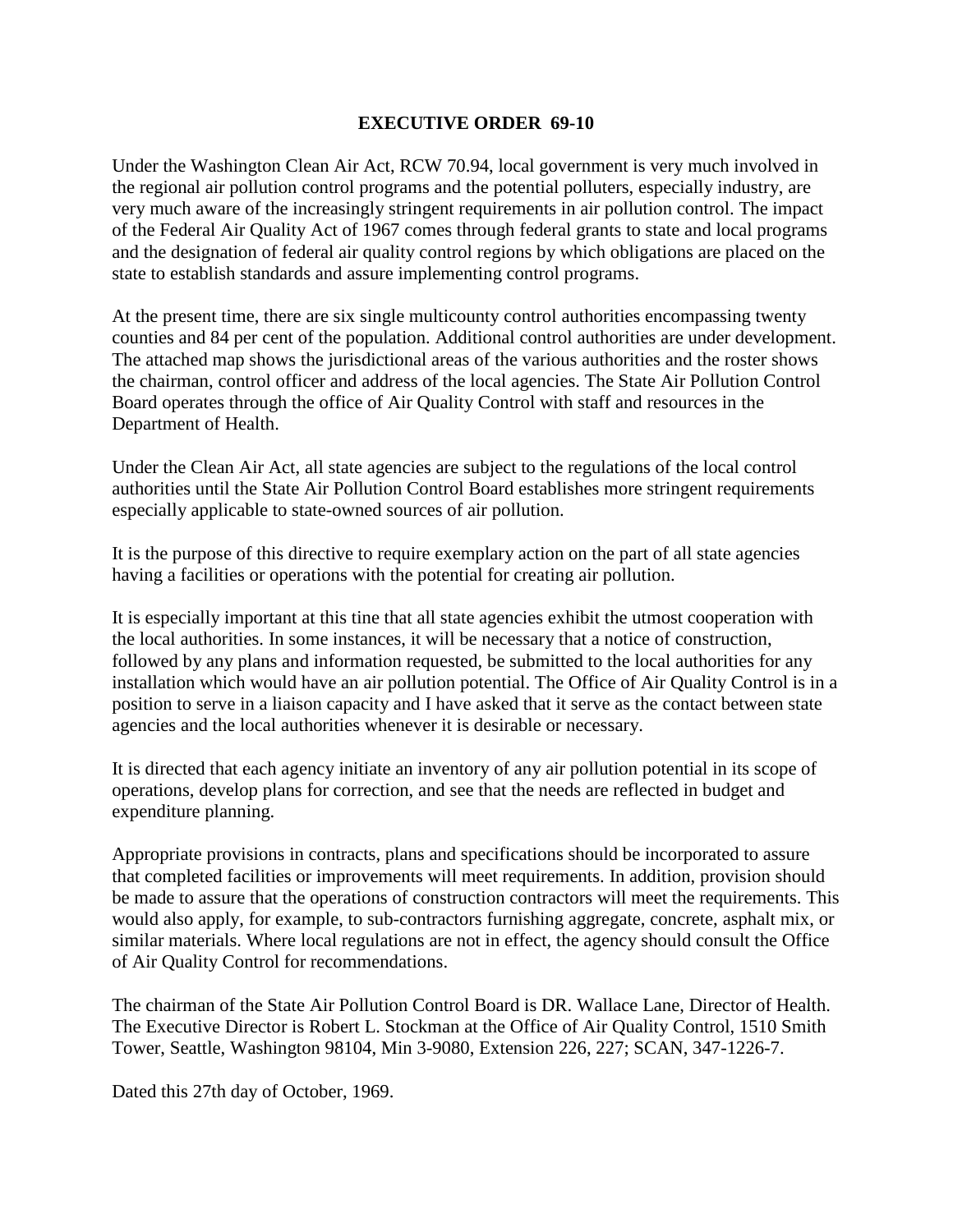# EXECUTIVE ORDER 69-10

Under the Washington Clean Air Act, RCW 70.94, local government is very much involved in the regional air pollution control programs and the potential polluters, especially industry, are very much aware of the increasingly stringent requirements in air pollution control. The impact of the Federal Air Quality Act of 1967 comes through federal grants to state and local programs and the designation of federal air quality control regions by which obligations are placed on the state to establish standards and assure implementing control programs.

At the present time, there are six single multicounty control authorities encompassing twenty counties and 84 per cent of the population. Additional control authorities are under development. The attached map shows the jurisdictional areas of the various authorities and the roster shows the chairman, control officer and address of the local agencies. The State Air Pollution Control Board operates through the office of Air Quality Control with staff and resources in the Department of Health.

Under the Clean Air Act, all state agencies are subject to the regulations of the local control authorities until the State Air Pollution Control Board establishes more stringent requirements especially applicable to state-owned sources of air pollution.

It is the purpose of this directive to require exemplary action on the part of all state agencies having a facilities or operations with the potential for creating air pollution.

It is especially important at this tine that all state agencies exhibit the utmost cooperation with the local authorities. In some instances, it will be necessary that a notice of construction, followed by any plans and information requested, be submitted to the local authorities for any installation which would have an air pollution potential. The Office of Air Quality Control is in a position to serve in a liaison capacity and I have asked that it serve as the contact between state agencies and the local authorities whenever it is desirable or necessary.

It is directed that each agency initiate an inventory of any air pollution potential in its scope of operations, develop plans for correction, and see that the needs are reflected in budget and expenditure planning.

Appropriate provisions in contracts, plans and specifications should be incorporated to assure that completed facilities or improvements will meet requirements. In addition, provision should be made to assure that the operations of construction contractors will meet the requirements. This would also apply, for example, to sub-contractors furnishing aggregate, concrete, asphalt mix, or similar materials. Where local regulations are not in effect, the agency should consult the Office of Air Quality Control for recommendations.

The chairman of the State Air Pollution Control Board is DR. Wallace Lane, Director of Health. The Executive Director is Robert L. Stockman at the Office of Air Quality Control, 1510 Smith Tower, Seattle, Washington 98104, Min 3-9080, Extension 226, 227; SCAN, 347-1226-7.

Dated this 27th day of October, 1969.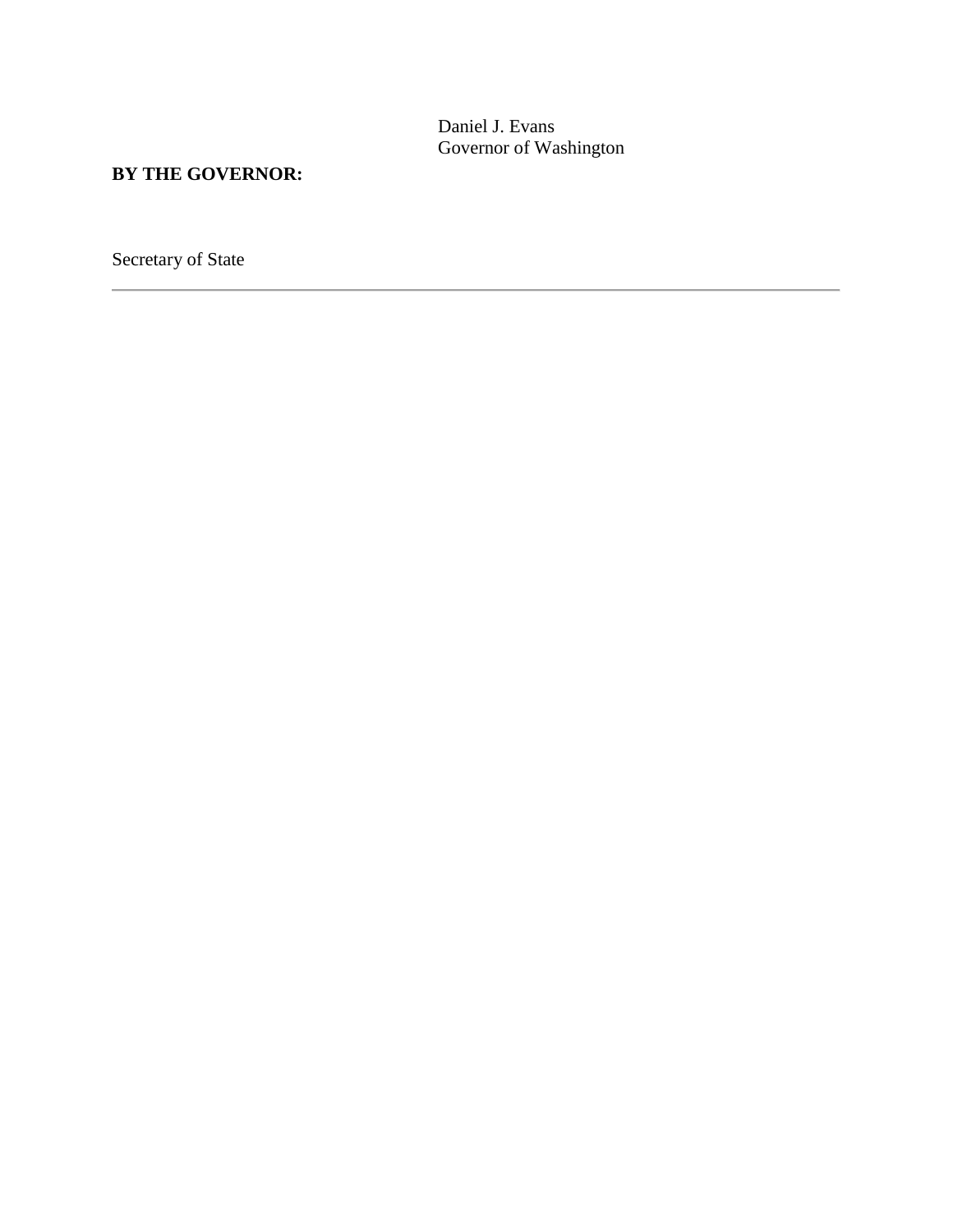Daniel J. Evans
Governor of Washington

**BY THE GOVERNOR:**

Secretary of State

---